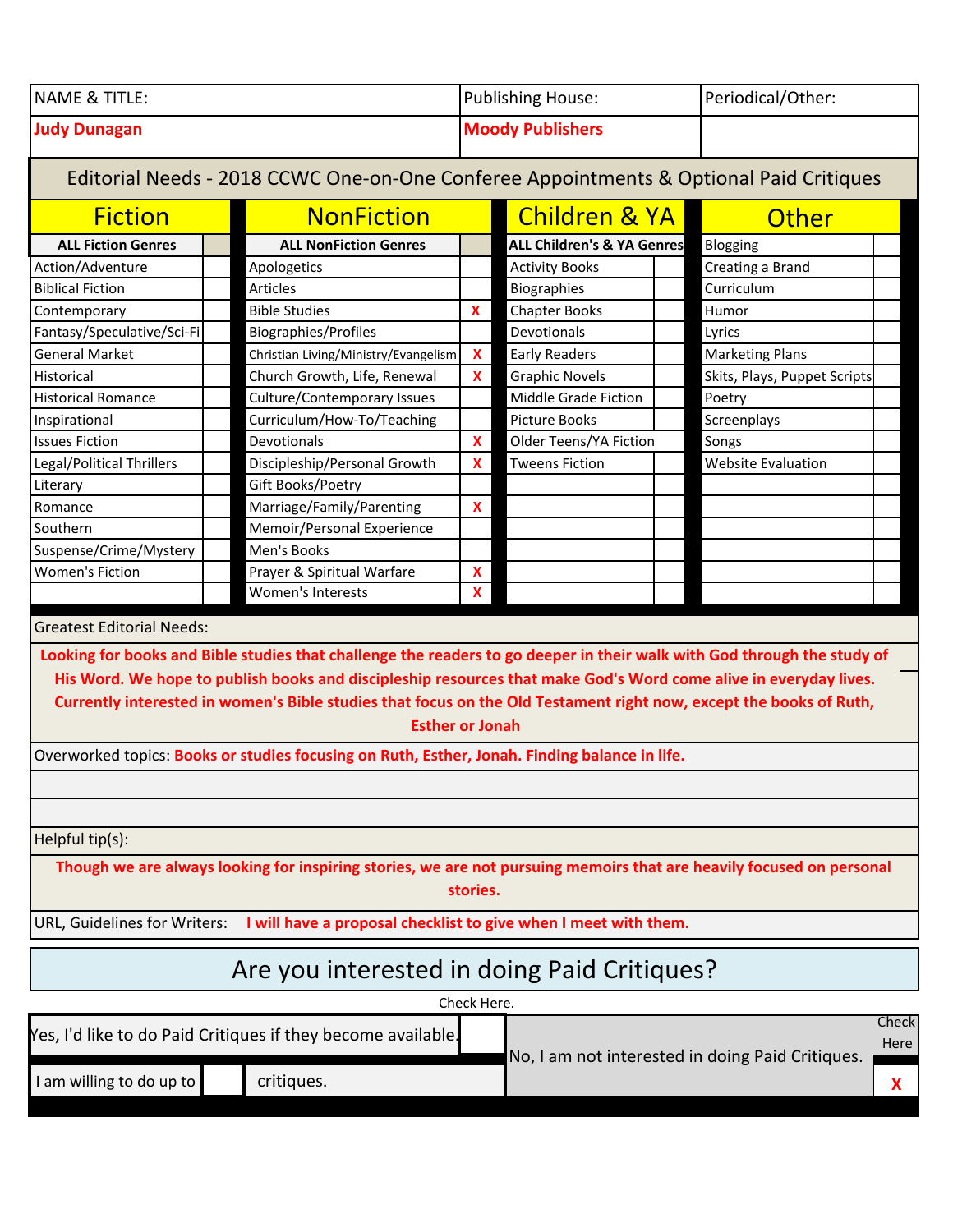| NAME & TITLE: | Publishing House: | Periodical/Other: |
|---|---|---|
| **Judy Dunagan** | **Moody Publishers** | |

## Editorial Needs - 2018 CCWC One-on-One Conferee Appointments & Optional Paid Critiques

| Fiction | | NonFiction | | Children & YA | | Other | |
|---|---|---|---|---|---|---|---|
| **ALL Fiction Genres** | | **ALL NonFiction Genres** | | **ALL Children's & YA Genres** | | Blogging | |
| Action/Adventure | | Apologetics | | Activity Books | | Creating a Brand | |
| Biblical Fiction | | Articles | | Biographies | | Curriculum | |
| Contemporary | | Bible Studies | X | Chapter Books | | Humor | |
| Fantasy/Speculative/Sci-Fi | | Biographies/Profiles | | Devotionals | | Lyrics | |
| General Market | | Christian Living/Ministry/Evangelism | X | Early Readers | | Marketing Plans | |
| Historical | | Church Growth, Life, Renewal | X | Graphic Novels | | Skits, Plays, Puppet Scripts | |
| Historical Romance | | Culture/Contemporary Issues | | Middle Grade Fiction | | Poetry | |
| Inspirational | | Curriculum/How-To/Teaching | | Picture Books | | Screenplays | |
| Issues Fiction | | Devotionals | X | Older Teens/YA Fiction | | Songs | |
| Legal/Political Thrillers | | Discipleship/Personal Growth | X | Tweens Fiction | | Website Evaluation | |
| Literary | | Gift Books/Poetry | | | | | |
| Romance | | Marriage/Family/Parenting | X | | | | |
| Southern | | Memoir/Personal Experience | | | | | |
| Suspense/Crime/Mystery | | Men's Books | | | | | |
| Women's Fiction | | Prayer & Spiritual Warfare | X | | | | |
| | | Women's Interests | X | | | | |

Greatest Editorial Needs:

**Looking for books and Bible studies that challenge the readers to go deeper in their walk with God through the study of His Word. We hope to publish books and discipleship resources that make God's Word come alive in everyday lives. Currently interested in women's Bible studies that focus on the Old Testament right now, except the books of Ruth, Esther or Jonah**

Overworked topics: **Books or studies focusing on Ruth, Esther, Jonah. Finding balance in life.**

Helpful tip(s):

**Though we are always looking for inspiring stories, we are not pursuing memoirs that are heavily focused on personal stories.**

URL, Guidelines for Writers: **I will have a proposal checklist to give when I meet with them.**

## Are you interested in doing Paid Critiques?

Check Here.

| Yes, I'd like to do Paid Critiques if they become available. | | | No, I am not interested in doing Paid Critiques. | Check Here |
|---|---|---|---|---|
| I am willing to do up to | | critiques. | | X |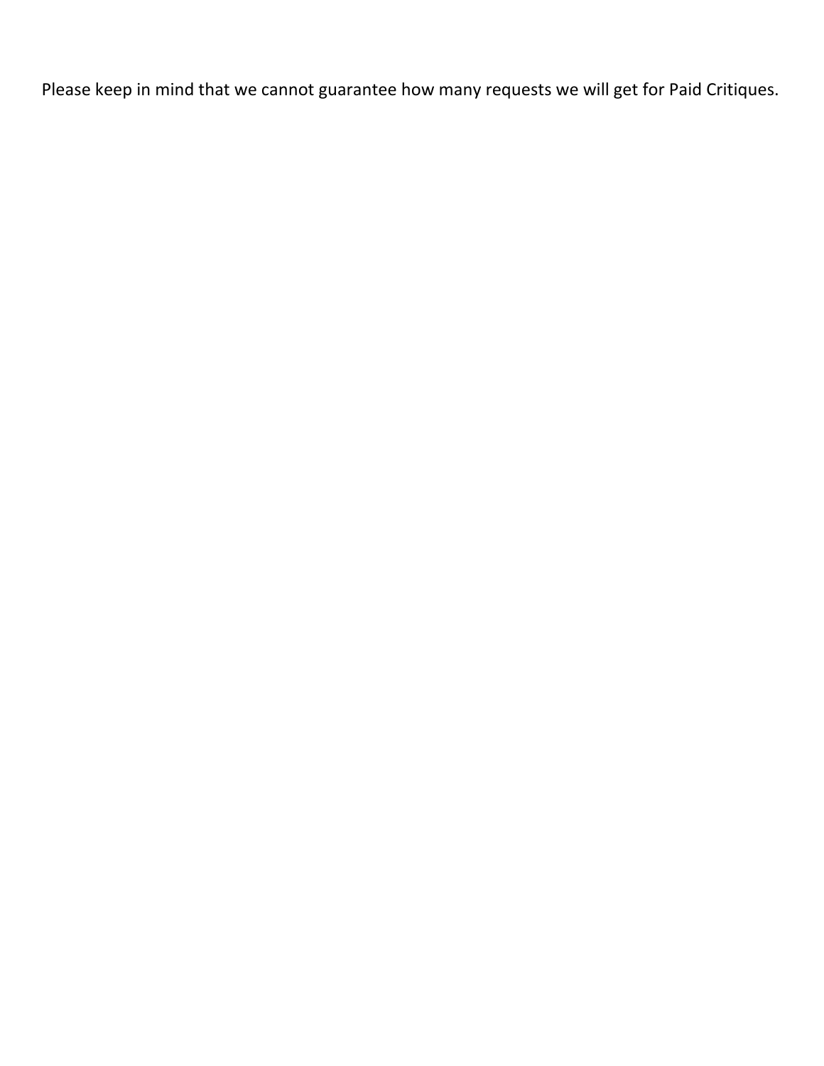Please keep in mind that we cannot guarantee how many requests we will get for Paid Critiques.